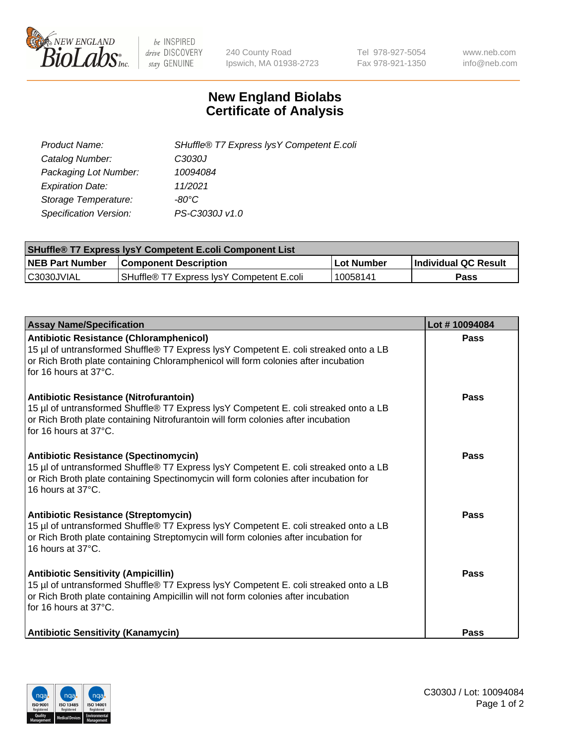# New England Biolabs Certificate of Analysis

| | |
|---|---|
| *Product Name:* | *SHuffle® T7 Express lysY Competent E.coli* |
| *Catalog Number:* | *C3030J* |
| *Packaging Lot Number:* | *10094084* |
| *Expiration Date:* | *11/2021* |
| *Storage Temperature:* | *-80°C* |
| *Specification Version:* | *PS-C3030J v1.0* |

| SHuffle® T7 Express lysY Competent E.coli Component List | | | |
|---|---|---|---|
| **NEB Part Number** | **Component Description** | **Lot Number** | **Individual QC Result** |
| C3030JVIAL | SHuffle® T7 Express lysY Competent E.coli | 10058141 | **Pass** |

| Assay Name/Specification | Lot # 10094084 |
|---|---|
| **Antibiotic Resistance (Chloramphenicol)**<br>15 µl of untransformed Shuffle® T7 Express lysY Competent E. coli streaked onto a LB or Rich Broth plate containing Chloramphenicol will form colonies after incubation for 16 hours at 37°C. | **Pass** |
| **Antibiotic Resistance (Nitrofurantoin)**<br>15 µl of untransformed Shuffle® T7 Express lysY Competent E. coli streaked onto a LB or Rich Broth plate containing Nitrofurantoin will form colonies after incubation for 16 hours at 37°C. | **Pass** |
| **Antibiotic Resistance (Spectinomycin)**<br>15 µl of untransformed Shuffle® T7 Express lysY Competent E. coli streaked onto a LB or Rich Broth plate containing Spectinomycin will form colonies after incubation for 16 hours at 37°C. | **Pass** |
| **Antibiotic Resistance (Streptomycin)**<br>15 µl of untransformed Shuffle® T7 Express lysY Competent E. coli streaked onto a LB or Rich Broth plate containing Streptomycin will form colonies after incubation for 16 hours at 37°C. | **Pass** |
| **Antibiotic Sensitivity (Ampicillin)**<br>15 µl of untransformed Shuffle® T7 Express lysY Competent E. coli streaked onto a LB or Rich Broth plate containing Ampicillin will not form colonies after incubation for 16 hours at 37°C. | **Pass** |
| **Antibiotic Sensitivity (Kanamycin)** | **Pass** |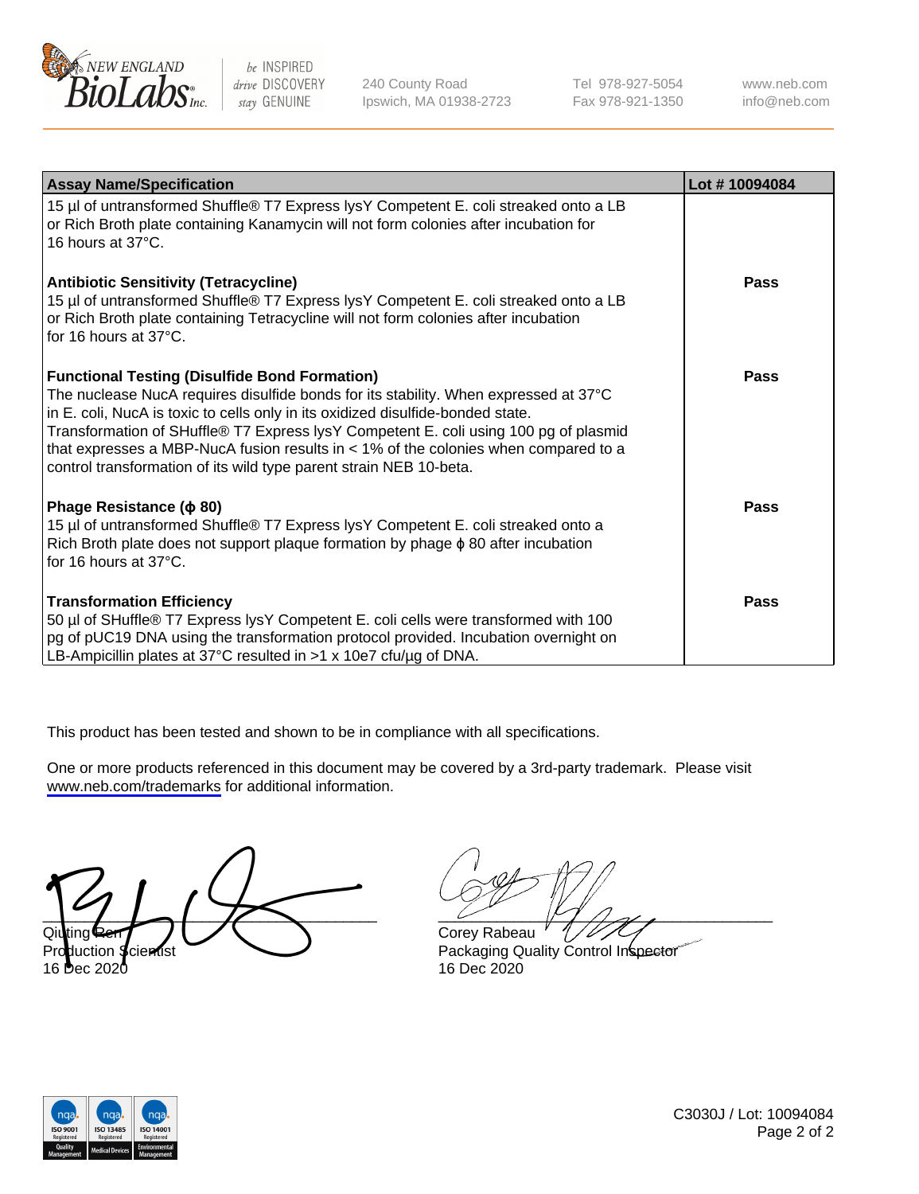New England BioLabs Inc. — be INSPIRED drive DISCOVERY stay GENUINE

240 County Road
Ipswich, MA 01938-2723

Tel 978-927-5054
Fax 978-921-1350

www.neb.com
info@neb.com

| Assay Name/Specification | Lot # 10094084 |
| --- | --- |
| 15 µl of untransformed Shuffle® T7 Express lysY Competent E. coli streaked onto a LB or Rich Broth plate containing Kanamycin will not form colonies after incubation for 16 hours at 37°C. | |
| **Antibiotic Sensitivity (Tetracycline)**<br>15 µl of untransformed Shuffle® T7 Express lysY Competent E. coli streaked onto a LB or Rich Broth plate containing Tetracycline will not form colonies after incubation for 16 hours at 37°C. | **Pass** |
| **Functional Testing (Disulfide Bond Formation)**<br>The nuclease NucA requires disulfide bonds for its stability. When expressed at 37°C in E. coli, NucA is toxic to cells only in its oxidized disulfide-bonded state. Transformation of SHuffle® T7 Express lysY Competent E. coli using 100 pg of plasmid that expresses a MBP-NucA fusion results in < 1% of the colonies when compared to a control transformation of its wild type parent strain NEB 10-beta. | **Pass** |
| **Phage Resistance (ϕ 80)**<br>15 µl of untransformed Shuffle® T7 Express lysY Competent E. coli streaked onto a Rich Broth plate does not support plaque formation by phage ϕ 80 after incubation for 16 hours at 37°C. | **Pass** |
| **Transformation Efficiency**<br>50 µl of SHuffle® T7 Express lysY Competent E. coli cells were transformed with 100 pg of pUC19 DNA using the transformation protocol provided. Incubation overnight on LB-Ampicillin plates at 37°C resulted in >1 x 10e7 cfu/µg of DNA. | **Pass** |

This product has been tested and shown to be in compliance with all specifications.

One or more products referenced in this document may be covered by a 3rd-party trademark. Please visit www.neb.com/trademarks for additional information.

Qiuting Ren
Production Scientist
16 Dec 2020

Corey Rabeau
Packaging Quality Control Inspector
16 Dec 2020

ISO 9001 Registered Quality Management | ISO 13485 Registered Medical Devices | ISO 14001 Registered Environmental Management

C3030J / Lot: 10094084